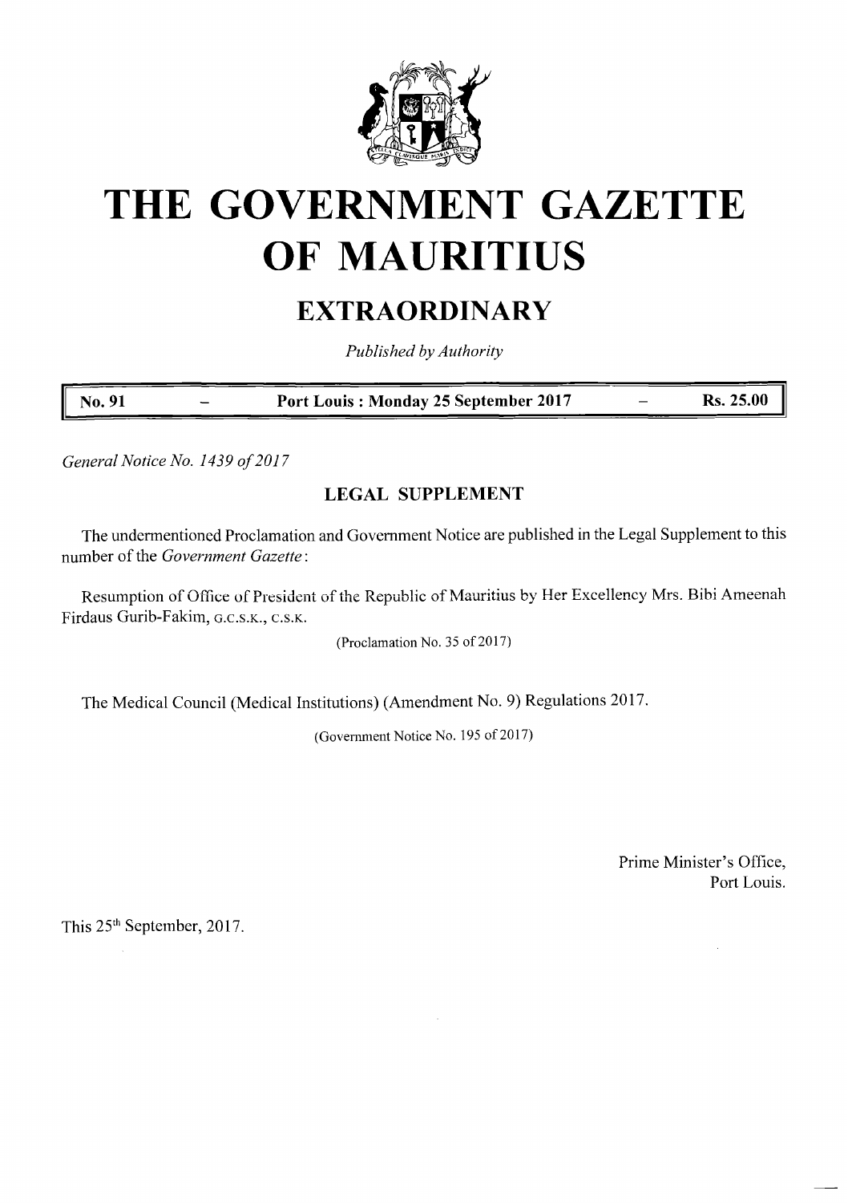# THE GOVERNMENT GAZETTE OF MAURITIUS

## EXTRAORDINARY

*Published by Authority*

| No. 91 | – | Port Louis : Monday 25 September 2017 | – | Rs. 25.00 |
|---|---|---|---|---|

*General Notice No. 1439 of 2017*

### LEGAL SUPPLEMENT

The undermentioned Proclamation and Government Notice are published in the Legal Supplement to this number of the *Government Gazette*:

Resumption of Office of President of the Republic of Mauritius by Her Excellency Mrs. Bibi Ameenah Firdaus Gurib-Fakim, G.C.S.K., C.S.K.

(Proclamation No. 35 of 2017)

The Medical Council (Medical Institutions) (Amendment No. 9) Regulations 2017.

(Government Notice No. 195 of 2017)

Prime Minister's Office,
Port Louis.

This 25th September, 2017.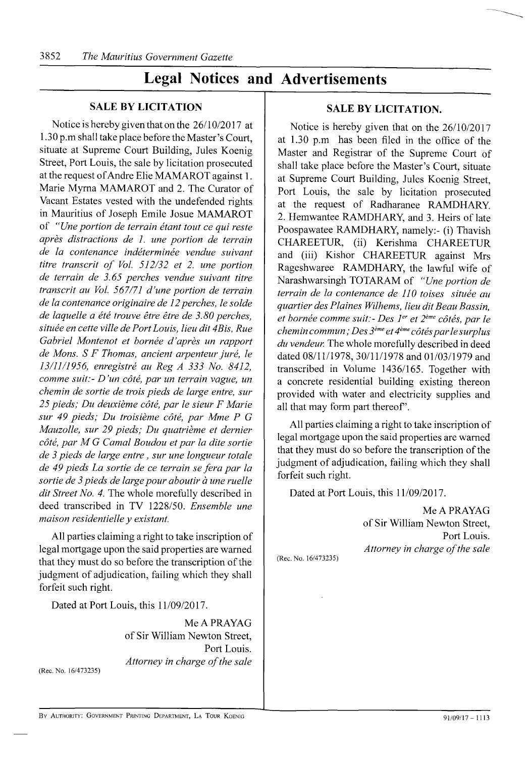# Legal Notices and Advertisements

### SALE BY LICITATION

Notice is hereby given that on the 26/10/2017 at 1.30 p.m shall take place before the Master's Court, situate at Supreme Court Building, Jules Koenig Street, Port Louis, the sale by licitation prosecuted at the request of Andre Elie MAMAROT against 1. Marie Myrna MAMAROT and 2. The Curator of Vacant Estates vested with the undefended rights in Mauritius of Joseph Emile Josue MAMAROT of *"Une portion de terrain étant tout ce qui reste après distractions de 1. une portion de terrain de la contenance indéterminée vendue suivant titre transcrit of Vol. 512/32 et 2. une portion de terrain de 3.65 perches vendue suivant titre transcrit au Vol. 567/71 d'une portion de terrain de la contenance originaire de 12 perches, le solde de laquelle a été trouve être être de 3.80 perches, située en cette ville de Port Louis, lieu dit 4Bis, Rue Gabriel Montenot et bornée d'après un rapport de Mons. S F Thomas, ancient arpenteur juré, le 13/11/1956, enregistré au Reg A 333 No. 8412, comme suit:- D'un côté, par un terrain vague, un chemin de sortie de trois pieds de large entre, sur 25 pieds; Du deuxième côté, par le sieur F Marie sur 49 pieds; Du troisième côté, par Mme P G Mauzolle, sur 29 pieds; Du quatrième et dernier côté, par M G Camal Boudou et par la dite sortie de 3 pieds de large entre , sur une longueur totale de 49 pieds La sortie de ce terrain se fera par la sortie de 3 pieds de large pour aboutir à une ruelle dit Street No. 4.* The whole morefully described in deed transcribed in TV 1228/50. *Ensemble une maison residentielle y existant.*

All parties claiming a right to take inscription of legal mortgage upon the said properties are warned that they must do so before the transcription of the judgment of adjudication, failing which they shall forfeit such right.

Dated at Port Louis, this 11/09/2017.

Me A PRAYAG
of Sir William Newton Street,
Port Louis.
*Attorney in charge of the sale*

(Rec. No. 16/473235)

### SALE BY LICITATION.

Notice is hereby given that on the 26/10/2017 at 1.30 p.m has been filed in the office of the Master and Registrar of the Supreme Court of shall take place before the Master's Court, situate at Supreme Court Building, Jules Koenig Street, Port Louis, the sale by licitation prosecuted at the request of Radharanee RAMDHARY. 2. Hemwantee RAMDHARY, and 3. Heirs of late Poospawatee RAMDHARY, namely:- (i) Thavish CHAREETUR, (ii) Kerishma CHAREETUR and (iii) Kishor CHAREETUR against Mrs Rageshwaree RAMDHARY, the lawful wife of Narashwarsingh TOTARAM of *"Une portion de terrain de la contenance de 110 toises située au quartier des Plaines Wilhems, lieu dit Beau Bassin, et bornée comme suit:- Des 1er et 2ème côtés, par le chemin commun ; Des 3ème et 4ème côtés par le surplus du vendeur.* The whole morefully described in deed dated 08/11/1978, 30/11/1978 and 01/03/1979 and transcribed in Volume 1436/165. Together with a concrete residential building existing thereon provided with water and electricity supplies and all that may form part thereof".

All parties claiming a right to take inscription of legal mortgage upon the said properties are warned that they must do so before the transcription of the judgment of adjudication, failing which they shall forfeit such right.

Dated at Port Louis, this 11/09/2017.

Me A PRAYAG
of Sir William Newton Street,
Port Louis.
*Attorney in charge of the sale*

(Rec. No. 16/473235)